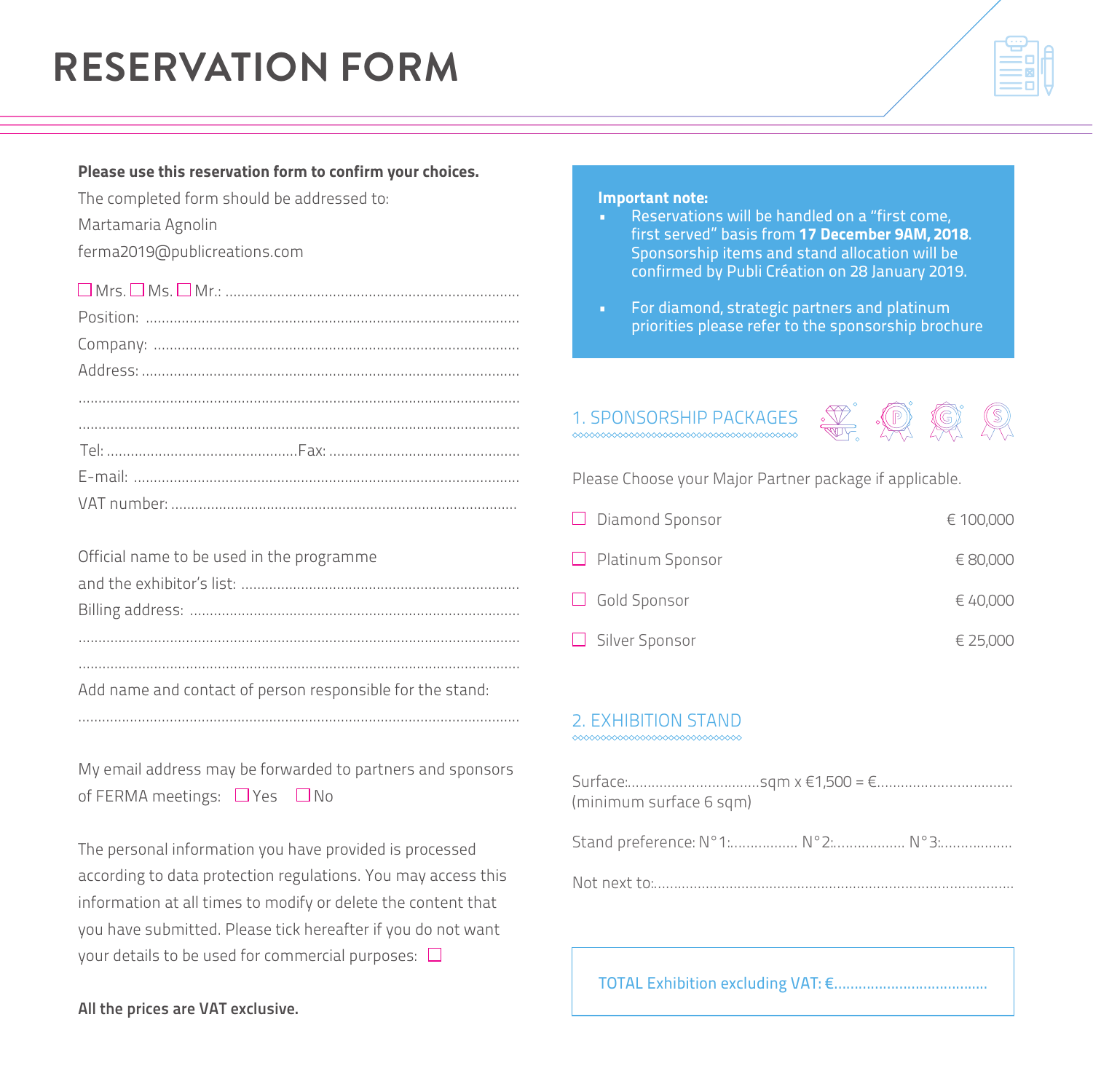# RESERVATION FORM

**Please use this reservation form to confirm your choices.**

The completed form should be addressed to:

Martamaria Agnolin

ferma2019@publicreations.com

☐ Mrs. ☐ Ms. ☐ Mr.: ..........................................................................

Position: ..........................................................................................

Company: ..........................................................................................

Address: ..........................................................................................

..........................................................................................................

..........................................................................................................

Tel: ...............................................Fax: ...............................................

E-mail: ..............................................................................................

VAT number: ....................................................................................

Official name to be used in the programme and the exhibitor's list: ....................................................................

Billing address: ................................................................................

..........................................................................................................

..........................................................................................................

Add name and contact of person responsible for the stand:

..........................................................................................................

My email address may be forwarded to partners and sponsors of FERMA meetings: ☐ Yes ☐ No

The personal information you have provided is processed according to data protection regulations. You may access this information at all times to modify or delete the content that you have submitted. Please tick hereafter if you do not want your details to be used for commercial purposes: ☐

**All the prices are VAT exclusive.**

**Important note:**

- Reservations will be handled on a "first come, first served" basis from **17 December 9AM, 2018**. Sponsorship items and stand allocation will be confirmed by Publi Création on 28 January 2019.
- For diamond, strategic partners and platinum priorities please refer to the sponsorship brochure

## 1. SPONSORSHIP PACKAGES

Please Choose your Major Partner package if applicable.

| | |
|---|---|
| ☐ Diamond Sponsor | € 100,000 |
| ☐ Platinum Sponsor | € 80,000 |
| ☐ Gold Sponsor | € 40,000 |
| ☐ Silver Sponsor | € 25,000 |

## 2. EXHIBITION STAND

Surface:................................sqm x €1,500 = €.................................
(minimum surface 6 sqm)

Stand preference: N°1:................. N°2:................. N°3:.................

Not next to:........................................................................................

TOTAL Exhibition excluding VAT: €.....................................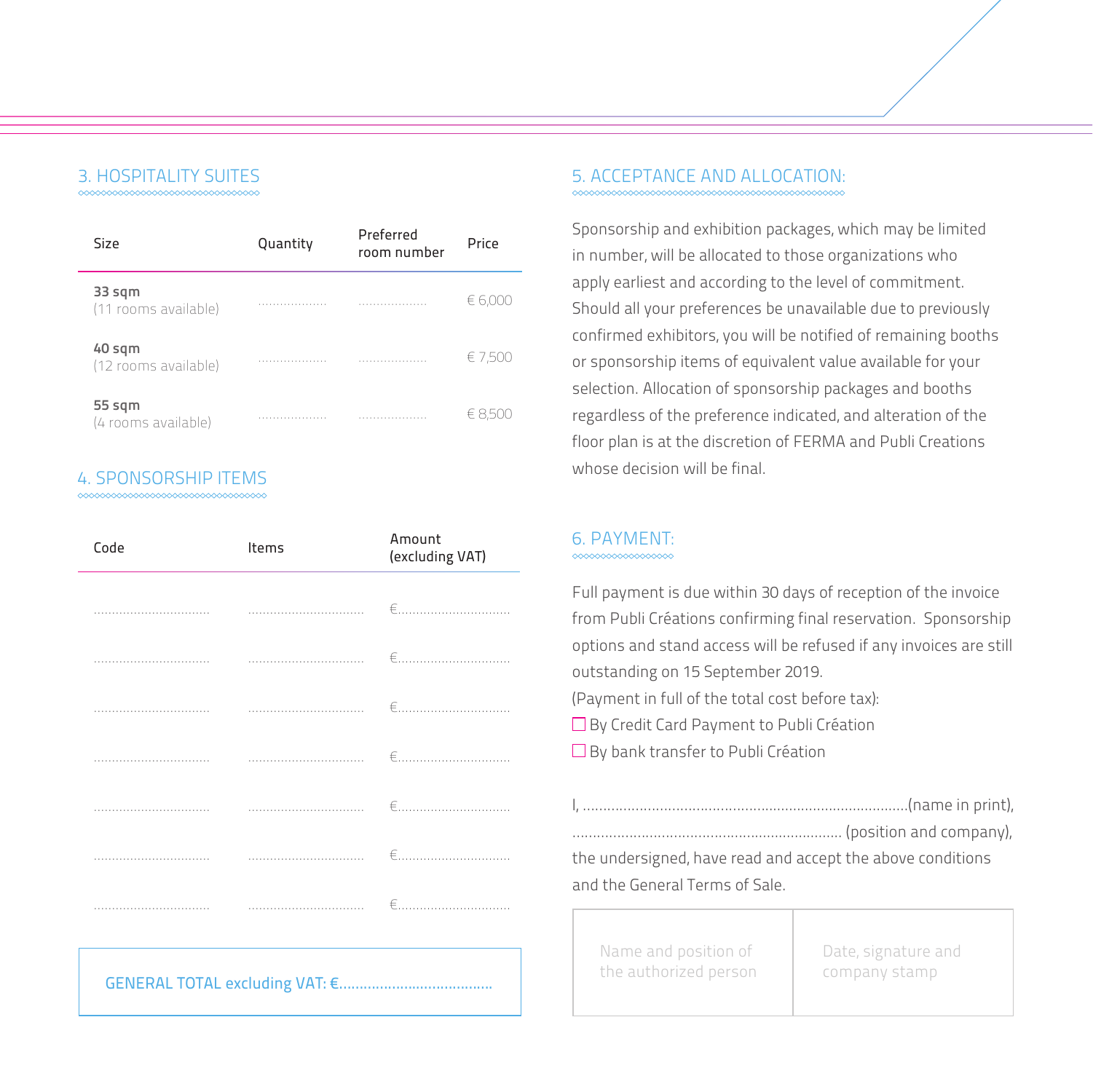## 3. HOSPITALITY SUITES

| Size | Quantity | Preferred room number | Price |
|---|---|---|---|
| **33 sqm** (11 rooms available) | .................... | .................... | € 6,000 |
| **40 sqm** (12 rooms available) | .................... | .................... | € 7,500 |
| **55 sqm** (4 rooms available) | .................... | .................... | € 8,500 |

## 4. SPONSORSHIP ITEMS

| Code | Items | Amount (excluding VAT) |
|---|---|---|
| ................................ | ................................ | €.............................. |
| ................................ | ................................ | €.............................. |
| ................................ | ................................ | €.............................. |
| ................................ | ................................ | €.............................. |
| ................................ | ................................ | €.............................. |
| ................................ | ................................ | €.............................. |
| ................................ | ................................ | €.............................. |

GENERAL TOTAL excluding VAT: €.....................................

## 5. ACCEPTANCE AND ALLOCATION:

Sponsorship and exhibition packages, which may be limited in number, will be allocated to those organizations who apply earliest and according to the level of commitment. Should all your preferences be unavailable due to previously confirmed exhibitors, you will be notified of remaining booths or sponsorship items of equivalent value available for your selection. Allocation of sponsorship packages and booths regardless of the preference indicated, and alteration of the floor plan is at the discretion of FERMA and Publi Creations whose decision will be final.

## 6. PAYMENT:

Full payment is due within 30 days of reception of the invoice from Publi Créations confirming final reservation. Sponsorship options and stand access will be refused if any invoices are still outstanding on 15 September 2019.
(Payment in full of the total cost before tax):

- ☐ By Credit Card Payment to Publi Création
- ☐ By bank transfer to Publi Création

I, ...............................................................................(name in print),
................................................................... (position and company),
the undersigned, have read and accept the above conditions and the General Terms of Sale.

| Name and position of the authorized person | Date, signature and company stamp |
|---|---|
| | |